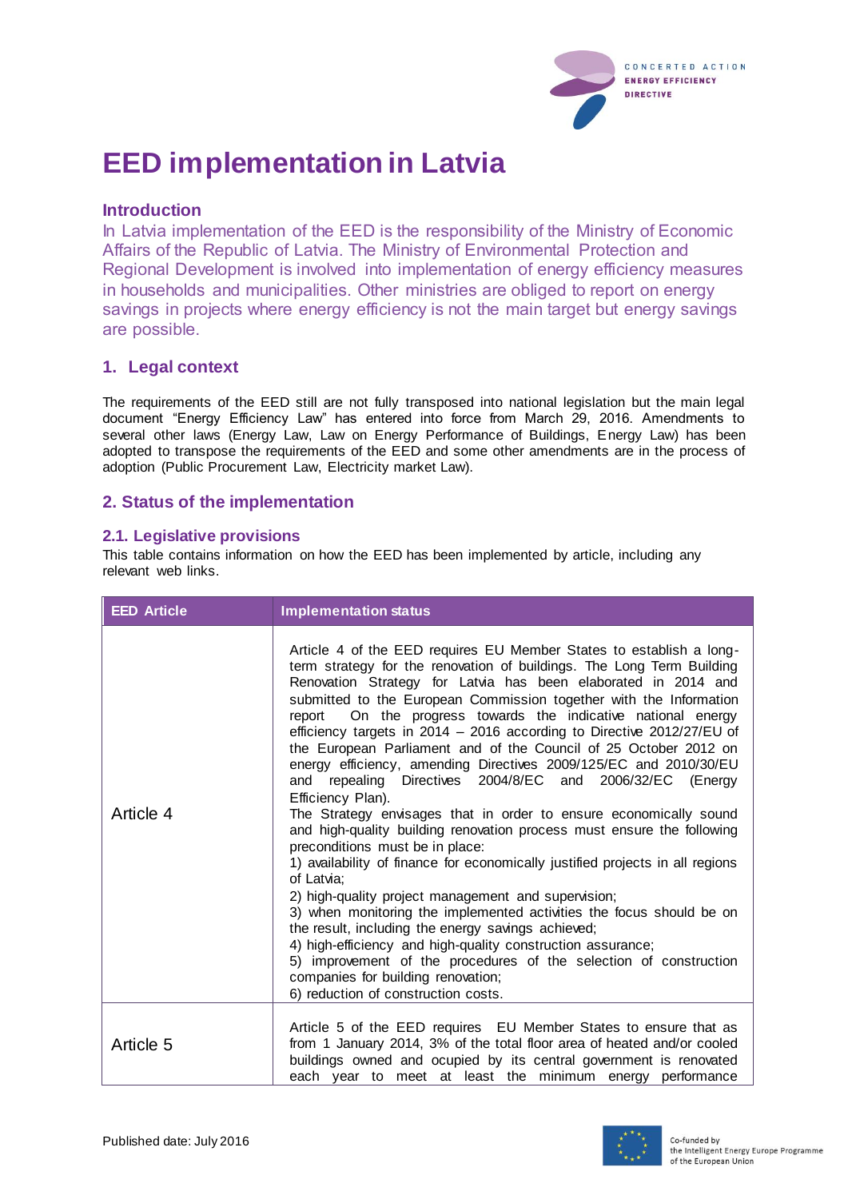# EED implementation in Latvia

## Introduction

In Latvia implementation of the EED is the responsibility of the Ministry of Economic Affairs of the Republic of Latvia. The Ministry of Environmental Protection and Regional Development is involved into implementation of energy efficiency measures in households and municipalities. Other ministries are obliged to report on energy savings in projects where energy efficiency is not the main target but energy savings are possible.

## 1. Legal context

The requirements of the EED still are not fully transposed into national legislation but the main legal document "Energy Efficiency Law" has entered into force from March 29, 2016. Amendments to several other laws (Energy Law, Law on Energy Performance of Buildings, Energy Law) has been adopted to transpose the requirements of the EED and some other amendments are in the process of adoption (Public Procurement Law, Electricity market Law).

## 2. Status of the implementation

### 2.1. Legislative provisions

This table contains information on how the EED has been implemented by article, including any relevant web links.

| EED Article | Implementation status |
|---|---|
| Article 4 | Article 4 of the EED requires EU Member States to establish a long-term strategy for the renovation of buildings. The Long Term Building Renovation Strategy for Latvia has been elaborated in 2014 and submitted to the European Commission together with the Information report On the progress towards the indicative national energy efficiency targets in 2014 – 2016 according to Directive 2012/27/EU of the European Parliament and of the Council of 25 October 2012 on energy efficiency, amending Directives 2009/125/EC and 2010/30/EU and repealing Directives 2004/8/EC and 2006/32/EC (Energy Efficiency Plan).<br>The Strategy envisages that in order to ensure economically sound and high-quality building renovation process must ensure the following preconditions must be in place:<br>1) availability of finance for economically justified projects in all regions of Latvia;<br>2) high-quality project management and supervision;<br>3) when monitoring the implemented activities the focus should be on the result, including the energy savings achieved;<br>4) high-efficiency and high-quality construction assurance;<br>5) improvement of the procedures of the selection of construction companies for building renovation;<br>6) reduction of construction costs. |
| Article 5 | Article 5 of the EED requires EU Member States to ensure that as from 1 January 2014, 3% of the total floor area of heated and/or cooled buildings owned and ocupied by its central government is renovated each year to meet at least the minimum energy performance |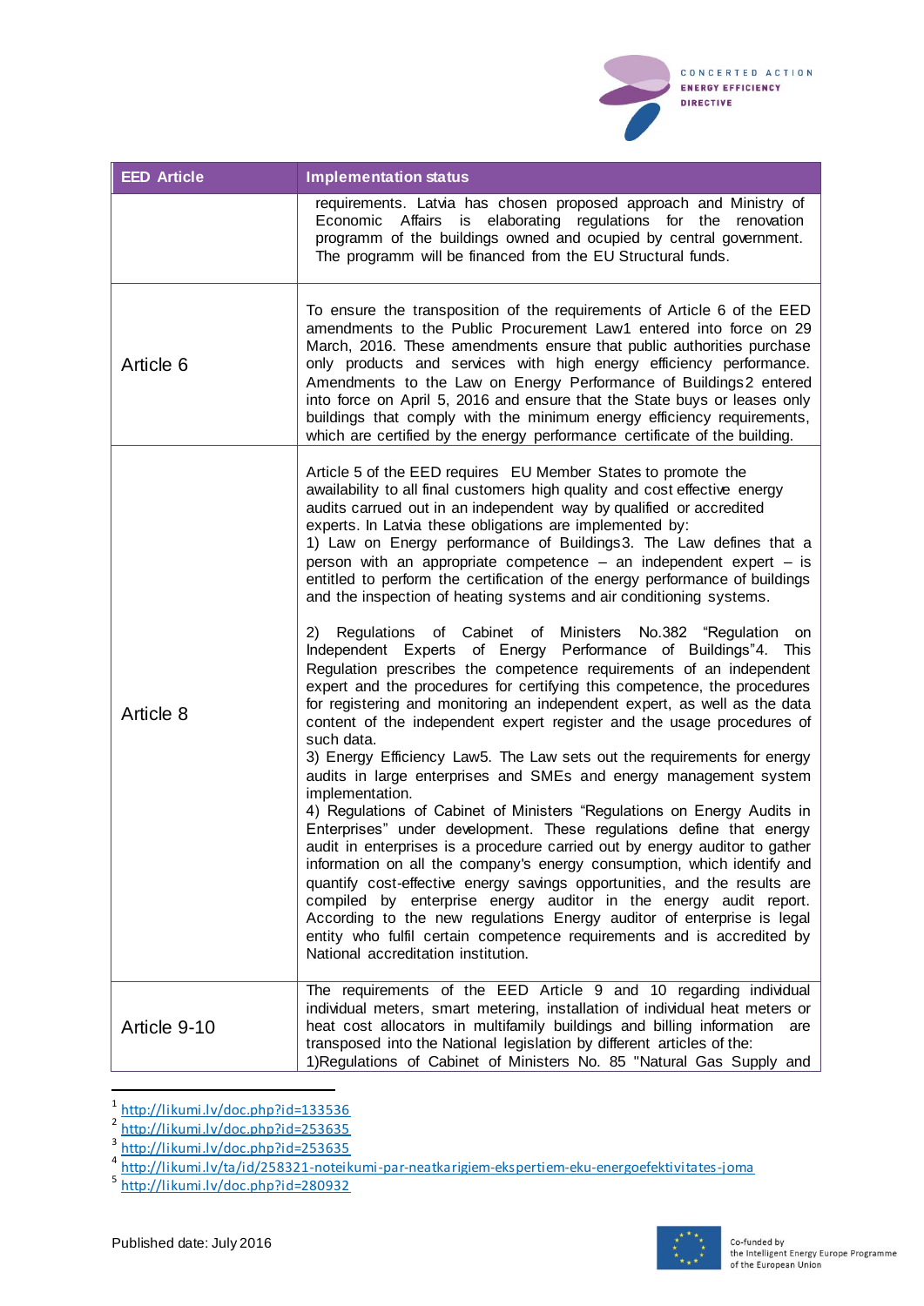| EED Article | Implementation status |
|---|---|
| | requirements. Latvia has chosen proposed approach and Ministry of Economic Affairs is elaborating regulations for the renovation programm of the buildings owned and ocupied by central government. The programm will be financed from the EU Structural funds. |
| Article 6 | To ensure the transposition of the requirements of Article 6 of the EED amendments to the Public Procurement Law[1] entered into force on 29 March, 2016. These amendments ensure that public authorities purchase only products and services with high energy efficiency performance. Amendments to the Law on Energy Performance of Buildings[2] entered into force on April 5, 2016 and ensure that the State buys or leases only buildings that comply with the minimum energy efficiency requirements, which are certified by the energy performance certificate of the building. |
| Article 8 | Article 5 of the EED requires EU Member States to promote the availability to all final customers high quality and cost effective energy audits carrued out in an independent way by qualified or accredited experts. In Latvia these obligations are implemented by:<br>1) Law on Energy performance of Buildings[3]. The Law defines that a person with an appropriate competence – an independent expert – is entitled to perform the certification of the energy performance of buildings and the inspection of heating systems and air conditioning systems.<br><br>2) Regulations of Cabinet of Ministers No.382 "Regulation on Independent Experts of Energy Performance of Buildings"[4]. This Regulation prescribes the competence requirements of an independent expert and the procedures for certifying this competence, the procedures for registering and monitoring an independent expert, as well as the data content of the independent expert register and the usage procedures of such data.<br>3) Energy Efficiency Law[5]. The Law sets out the requirements for energy audits in large enterprises and SMEs and energy management system implementation.<br>4) Regulations of Cabinet of Ministers "Regulations on Energy Audits in Enterprises" under development. These regulations define that energy audit in enterprises is a procedure carried out by energy auditor to gather information on all the company's energy consumption, which identify and quantify cost-effective energy savings opportunities, and the results are compiled by enterprise energy auditor in the energy audit report. According to the new regulations Energy auditor of enterprise is legal entity who fulfil certain competence requirements and is accredited by National accreditation institution. |
| Article 9-10 | The requirements of the EED Article 9 and 10 regarding individual individual meters, smart metering, installation of individual heat meters or heat cost allocators in multifamily buildings and billing information are transposed into the National legislation by different articles of the:<br>1)Regulations of Cabinet of Ministers No. 85 "Natural Gas Supply and |

[1] http://likumi.lv/doc.php?id=133536

[2] http://likumi.lv/doc.php?id=253635

[3] http://likumi.lv/doc.php?id=253635

[4] http://likumi.lv/ta/id/258321-noteikumi-par-neatkarigiem-ekspertiem-eku-energoefektivitates-joma

[5] http://likumi.lv/doc.php?id=280932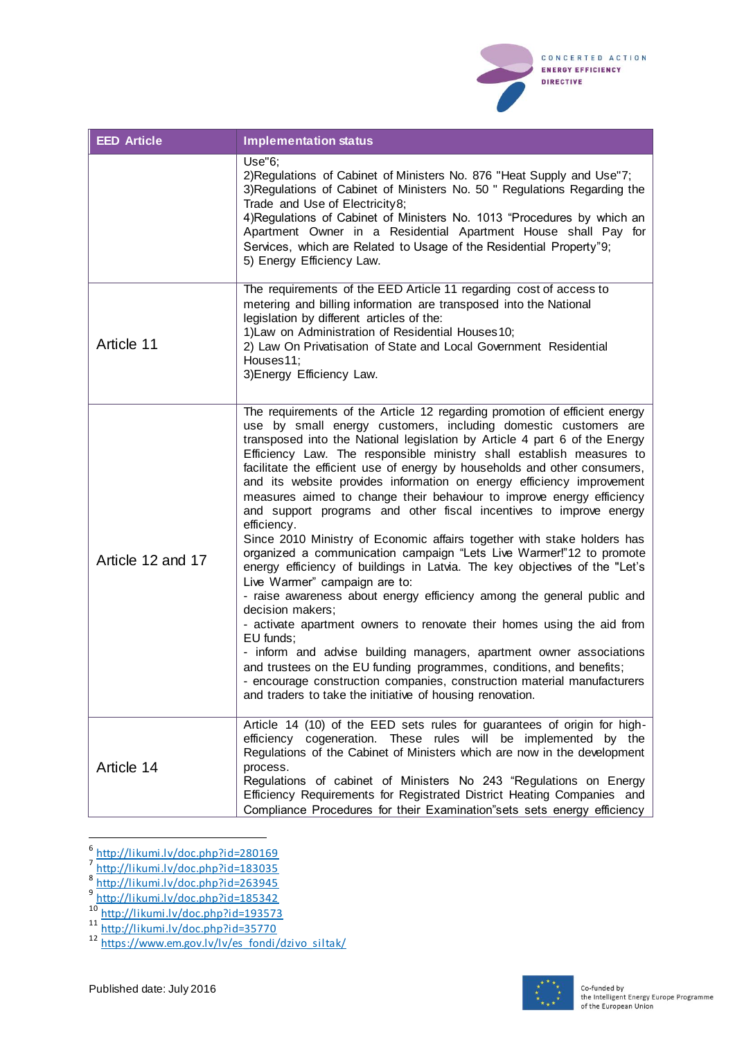| EED Article | Implementation status |
|---|---|
| | Use"[6];<br>2)Regulations of Cabinet of Ministers No. 876 "Heat Supply and Use"[7];<br>3)Regulations of Cabinet of Ministers No. 50 " Regulations Regarding the Trade and Use of Electricity[8];<br>4)Regulations of Cabinet of Ministers No. 1013 "Procedures by which an Apartment Owner in a Residential Apartment House shall Pay for Services, which are Related to Usage of the Residential Property"[9];<br>5) Energy Efficiency Law. |
| Article 11 | The requirements of the EED Article 11 regarding cost of access to metering and billing information are transposed into the National legislation by different articles of the:<br>1)Law on Administration of Residential Houses[10];<br>2) Law On Privatisation of State and Local Government Residential Houses[11];<br>3)Energy Efficiency Law. |
| Article 12 and 17 | The requirements of the Article 12 regarding promotion of efficient energy use by small energy customers, including domestic customers are transposed into the National legislation by Article 4 part 6 of the Energy Efficiency Law. The responsible ministry shall establish measures to facilitate the efficient use of energy by households and other consumers, and its website provides information on energy efficiency improvement measures aimed to change their behaviour to improve energy efficiency and support programs and other fiscal incentives to improve energy efficiency.<br>Since 2010 Ministry of Economic affairs together with stake holders has organized a communication campaign "Lets Live Warmer!"[12] to promote energy efficiency of buildings in Latvia. The key objectives of the "Let's Live Warmer" campaign are to:<br>- raise awareness about energy efficiency among the general public and decision makers;<br>- activate apartment owners to renovate their homes using the aid from EU funds;<br>- inform and advise building managers, apartment owner associations and trustees on the EU funding programmes, conditions, and benefits;<br>- encourage construction companies, construction material manufacturers and traders to take the initiative of housing renovation. |
| Article 14 | Article 14 (10) of the EED sets rules for guarantees of origin for high-efficiency cogeneration. These rules will be implemented by the Regulations of the Cabinet of Ministers which are now in the development process.<br>Regulations of cabinet of Ministers No 243 "Regulations on Energy Efficiency Requirements for Registrated District Heating Companies and Compliance Procedures for their Examination"sets sets energy efficiency |

[6] http://likumi.lv/doc.php?id=280169
[7] http://likumi.lv/doc.php?id=183035
[8] http://likumi.lv/doc.php?id=263945
[9] http://likumi.lv/doc.php?id=185342
[10] http://likumi.lv/doc.php?id=193573
[11] http://likumi.lv/doc.php?id=35770
[12] https://www.em.gov.lv/lv/es_fondi/dzivo_siltak/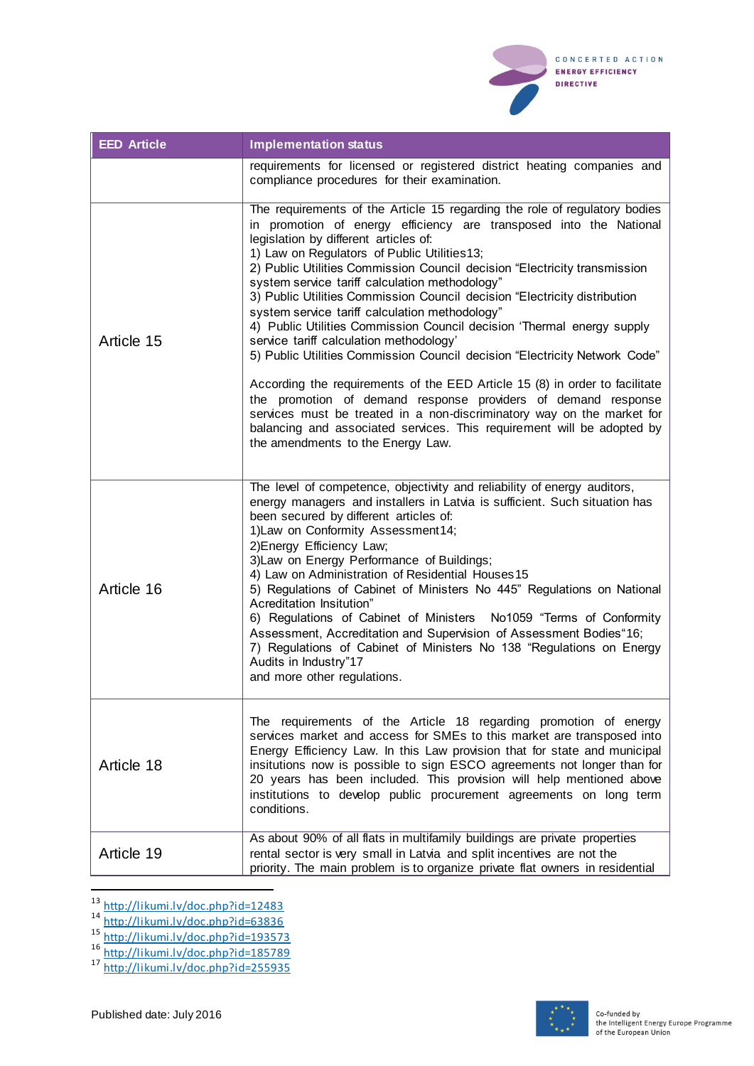| EED Article | Implementation status |
|---|---|
| | requirements for licensed or registered district heating companies and compliance procedures for their examination. |
| Article 15 | The requirements of the Article 15 regarding the role of regulatory bodies in promotion of energy efficiency are transposed into the National legislation by different articles of:<br>1) Law on Regulators of Public Utilities[13];<br>2) Public Utilities Commission Council decision "Electricity transmission system service tariff calculation methodology"<br>3) Public Utilities Commission Council decision "Electricity distribution system service tariff calculation methodology"<br>4) Public Utilities Commission Council decision 'Thermal energy supply service tariff calculation methodology'<br>5) Public Utilities Commission Council decision "Electricity Network Code"<br><br>According the requirements of the EED Article 15 (8) in order to facilitate the promotion of demand response providers of demand response services must be treated in a non-discriminatory way on the market for balancing and associated services. This requirement will be adopted by the amendments to the Energy Law. |
| Article 16 | The level of competence, objectivity and reliability of energy auditors, energy managers and installers in Latvia is sufficient. Such situation has been secured by different articles of:<br>1)Law on Conformity Assessment[14];<br>2)Energy Efficiency Law;<br>3)Law on Energy Performance of Buildings;<br>4) Law on Administration of Residential Houses[15]<br>5) Regulations of Cabinet of Ministers No 445" Regulations on National Acreditation Insitution"<br>6) Regulations of Cabinet of Ministers No1059 "Terms of Conformity Assessment, Accreditation and Supervision of Assessment Bodies"[16];<br>7) Regulations of Cabinet of Ministers No 138 "Regulations on Energy Audits in Industry"[17]<br>and more other regulations. |
| Article 18 | The requirements of the Article 18 regarding promotion of energy services market and access for SMEs to this market are transposed into Energy Efficiency Law. In this Law provision that for state and municipal insitutions now is possible to sign ESCO agreements not longer than for 20 years has been included. This provision will help mentioned above institutions to develop public procurement agreements on long term conditions. |
| Article 19 | As about 90% of all flats in multifamily buildings are private properties rental sector is very small in Latvia and split incentives are not the priority. The main problem is to organize private flat owners in residential |

[13] http://likumi.lv/doc.php?id=12483
[14] http://likumi.lv/doc.php?id=63836
[15] http://likumi.lv/doc.php?id=193573
[16] http://likumi.lv/doc.php?id=185789
[17] http://likumi.lv/doc.php?id=255935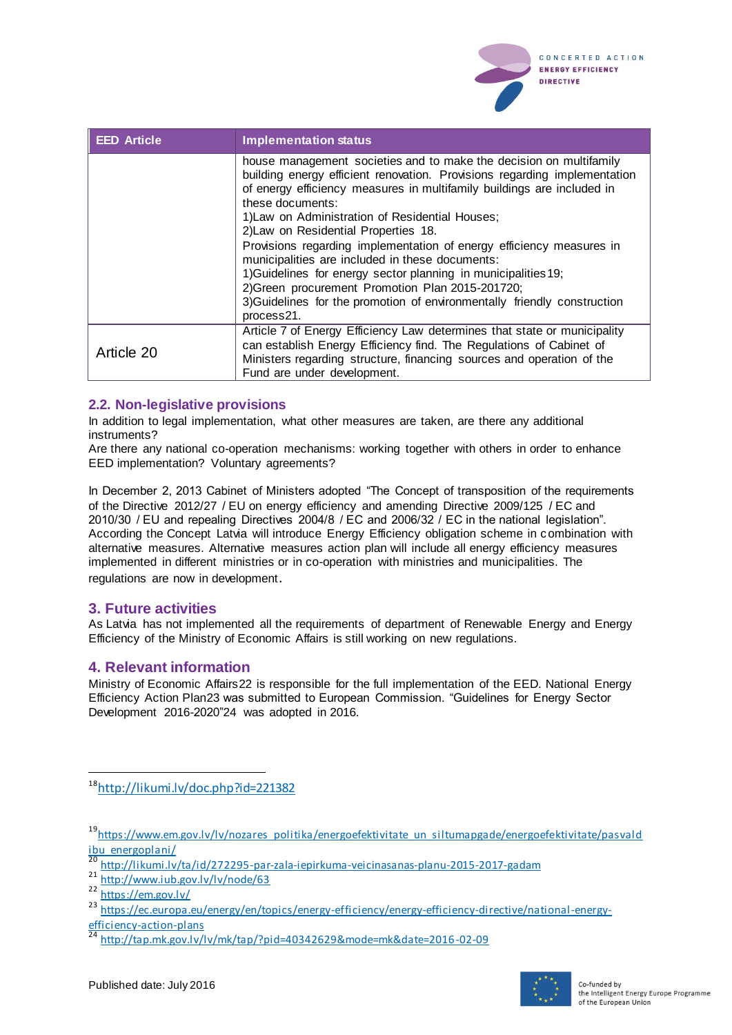| EED Article | Implementation status |
|---|---|
| | house management societies and to make the decision on multifamily building energy efficient renovation. Provisions regarding implementation of energy efficiency measures in multifamily buildings are included in these documents:<br>1)Law on Administration of Residential Houses;<br>2)Law on Residential Properties [18].<br>Provisions regarding implementation of energy efficiency measures in municipalities are included in these documents:<br>1)Guidelines for energy sector planning in municipalities[19];<br>2)Green procurement Promotion Plan 2015-2017[20];<br>3)Guidelines for the promotion of environmentally friendly construction process[21]. |
| Article 20 | Article 7 of Energy Efficiency Law determines that state or municipality can establish Energy Efficiency find. The Regulations of Cabinet of Ministers regarding structure, financing sources and operation of the Fund are under development. |

## 2.2. Non-legislative provisions

In addition to legal implementation, what other measures are taken, are there any additional instruments?

Are there any national co-operation mechanisms: working together with others in order to enhance EED implementation? Voluntary agreements?

In December 2, 2013 Cabinet of Ministers adopted "The Concept of transposition of the requirements of the Directive 2012/27 / EU on energy efficiency and amending Directive 2009/125 / EC and 2010/30 / EU and repealing Directives 2004/8 / EC and 2006/32 / EC in the national legislation". According the Concept Latvia will introduce Energy Efficiency obligation scheme in combination with alternative measures. Alternative measures action plan will include all energy efficiency measures implemented in different ministries or in co-operation with ministries and municipalities. The regulations are now in development.

## 3. Future activities

As Latvia has not implemented all the requirements of department of Renewable Energy and Energy Efficiency of the Ministry of Economic Affairs is still working on new regulations.

## 4. Relevant information

Ministry of Economic Affairs[22] is responsible for the full implementation of the EED. National Energy Efficiency Action Plan[23] was submitted to European Commission. "Guidelines for Energy Sector Development 2016-2020"[24] was adopted in 2016.

---

[18] http://likumi.lv/doc.php?id=221382

[19] https://www.em.gov.lv/lv/nozares_politika/energoefektivitate_un_siltumapgade/energoefektivitate/pasvaldibu_energoplani/

[20] http://likumi.lv/ta/id/272295-par-zala-iepirkuma-veicinasanas-planu-2015-2017-gadam

[21] http://www.iub.gov.lv/lv/node/63

[22] https://em.gov.lv/

[23] https://ec.europa.eu/energy/en/topics/energy-efficiency/energy-efficiency-directive/national-energy-efficiency-action-plans

[24] http://tap.mk.gov.lv/lv/mk/tap/?pid=40342629&mode=mk&date=2016-02-09

Published date: July 2016